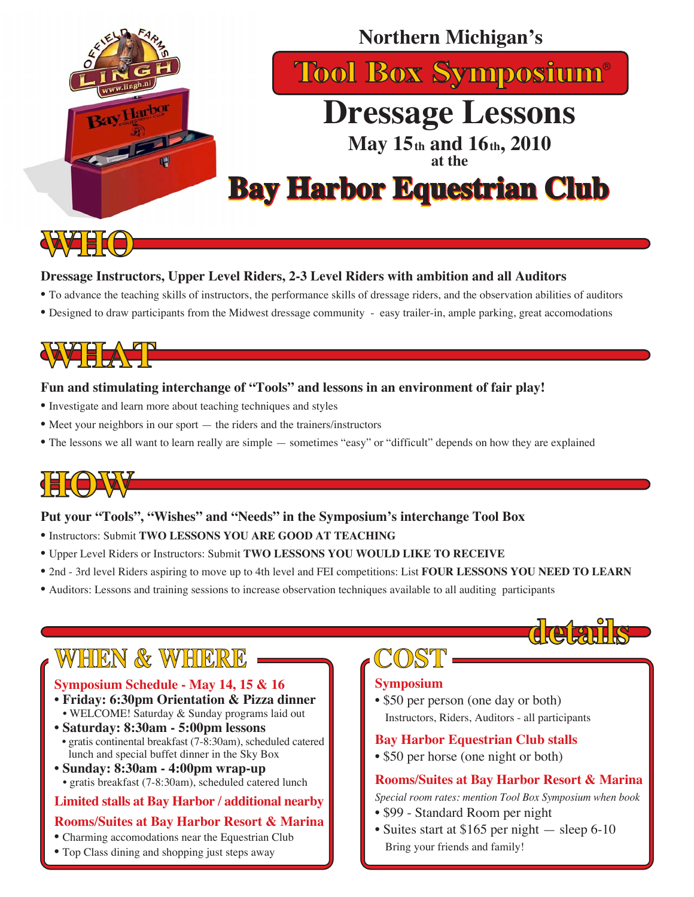Northern Michigan's

# Tool Box Symposium®

# Dressage Lessons

**May 15th and 16th, 2010**

**at the**

# Bay Harbor Equestrian Club

## WHO

**Dressage Instructors, Upper Level Riders, 2-3 Level Riders with ambition and all Auditors**

- To advance the teaching skills of instructors, the performance skills of dressage riders, and the observation abilities of auditors
- Designed to draw participants from the Midwest dressage community - easy trailer-in, ample parking, great accomodations

## WHAT

**Fun and stimulating interchange of "Tools" and lessons in an environment of fair play!**

- Investigate and learn more about teaching techniques and styles
- Meet your neighbors in our sport — the riders and the trainers/instructors
- The lessons we all want to learn really are simple — sometimes "easy" or "difficult" depends on how they are explained

## HOW

**Put your "Tools", "Wishes" and "Needs" in the Symposium's interchange Tool Box**

- Instructors: Submit **TWO LESSONS YOU ARE GOOD AT TEACHING**
- Upper Level Riders or Instructors: Submit **TWO LESSONS YOU WOULD LIKE TO RECEIVE**
- 2nd - 3rd level Riders aspiring to move up to 4th level and FEI competitions: List **FOUR LESSONS YOU NEED TO LEARN**
- Auditors: Lessons and training sessions to increase observation techniques available to all auditing participants

## details

### WHEN & WHERE

**Symposium Schedule - May 14, 15 & 16**

- **Friday: 6:30pm Orientation & Pizza dinner**
  - WELCOME! Saturday & Sunday programs laid out
- **Saturday: 8:30am - 5:00pm lessons**
  - gratis continental breakfast (7-8:30am), scheduled catered lunch and special buffet dinner in the Sky Box
- **Sunday: 8:30am - 4:00pm wrap-up**
  - gratis breakfast (7-8:30am), scheduled catered lunch

**Limited stalls at Bay Harbor / additional nearby**

**Rooms/Suites at Bay Harbor Resort & Marina**

- Charming accomodations near the Equestrian Club
- Top Class dining and shopping just steps away

### COST

**Symposium**

- $50 per person (one day or both)
  Instructors, Riders, Auditors - all participants

**Bay Harbor Equestrian Club stalls**

- $50 per horse (one night or both)

**Rooms/Suites at Bay Harbor Resort & Marina**

*Special room rates: mention Tool Box Symposium when book*

- $99 - Standard Room per night
- Suites start at $165 per night — sleep 6-10
  Bring your friends and family!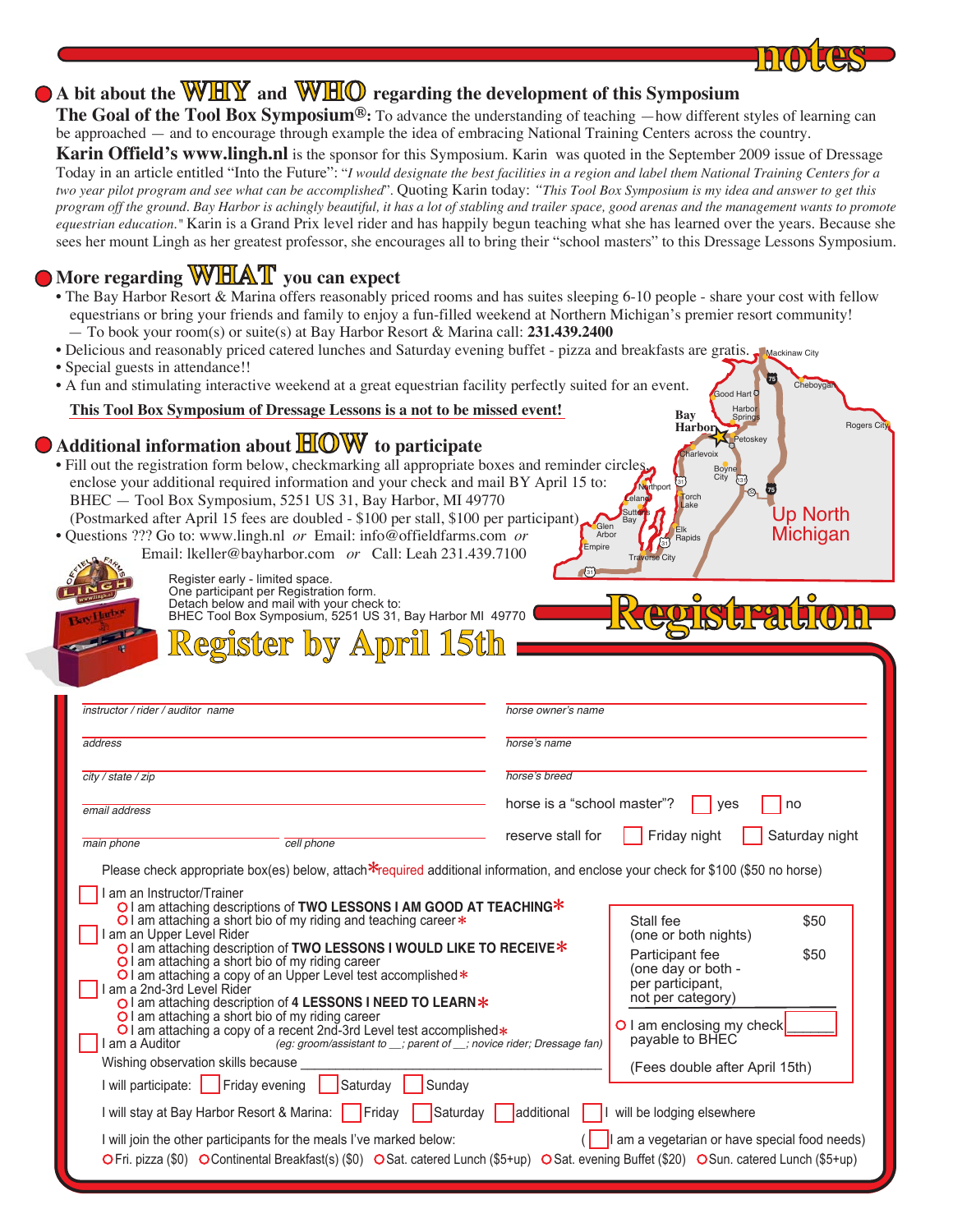# notes

## A bit about the WHY and WHO regarding the development of this Symposium

**The Goal of the Tool Box Symposium®:** To advance the understanding of teaching —how different styles of learning can be approached — and to encourage through example the idea of embracing National Training Centers across the country.

**Karin Offield's www.lingh.nl** is the sponsor for this Symposium. Karin was quoted in the September 2009 issue of Dressage Today in an article entitled "Into the Future": "*I would designate the best facilities in a region and label them National Training Centers for a two year pilot program and see what can be accomplished*". Quoting Karin today: *"This Tool Box Symposium is my idea and answer to get this program off the ground. Bay Harbor is achingly beautiful, it has a lot of stabling and trailer space, good arenas and the management wants to promote equestrian education."* Karin is a Grand Prix level rider and has happily begun teaching what she has learned over the years. Because she sees her mount Lingh as her greatest professor, she encourages all to bring their "school masters" to this Dressage Lessons Symposium.

## More regarding WHAT you can expect

- The Bay Harbor Resort & Marina offers reasonably priced rooms and has suites sleeping 6-10 people - share your cost with fellow equestrians or bring your friends and family to enjoy a fun-filled weekend at Northern Michigan's premier resort community! — To book your room(s) or suite(s) at Bay Harbor Resort & Marina call: **231.439.2400**
- Delicious and reasonably priced catered lunches and Saturday evening buffet - pizza and breakfasts are gratis.
- Special guests in attendance!!
- A fun and stimulating interactive weekend at a great equestrian facility perfectly suited for an event.

**This Tool Box Symposium of Dressage Lessons is a not to be missed event!**

Mackinaw City, Cheboygan, Good Hart, Harbor Springs, Bay Harbor, Rogers City, Petoskey, Charlevoix, Boyne City, Northport, Leland, Torch Lake, Suttons Bay, Glen Arbor, Elk Rapids, Empire, Traverse City

Up North Michigan

## Additional information about HOW to participate

- Fill out the registration form below, checkmarking all appropriate boxes and reminder circles, enclose your additional required information and your check and mail BY April 15 to:
  BHEC — Tool Box Symposium, 5251 US 31, Bay Harbor, MI 49770
  (Postmarked after April 15 fees are doubled - $100 per stall, $100 per participant)
- Questions ??? Go to: www.lingh.nl *or* Email: info@offieldfarms.com *or* Email: lkeller@bayharbor.com *or* Call: Leah 231.439.7100

Register early - limited space.
One participant per Registration form.
Detach below and mail with your check to:
BHEC Tool Box Symposium, 5251 US 31, Bay Harbor MI 49770

# Register by April 15th

# Registration

*instructor / rider / auditor name* ____________________ *horse owner's name* ____________________

*address* ____________________ *horse's name* ____________________

*city / state / zip* ____________________ *horse's breed* ____________________

*email address* ____________________ horse is a "school master"? ☐ yes ☐ no

*main phone* __________ *cell phone* __________ reserve stall for ☐ Friday night ☐ Saturday night

Please check appropriate box(es) below, attach*required additional information, and enclose your check for $100 ($50 no horse)

☐ I am an Instructor/Trainer
- ○ I am attaching descriptions of **TWO LESSONS I AM GOOD AT TEACHING***
- ○ I am attaching a short bio of my riding and teaching career*

☐ I am an Upper Level Rider
- ○ I am attaching description of **TWO LESSONS I WOULD LIKE TO RECEIVE***
- ○ I am attaching a short bio of my riding career
- ○ I am attaching a copy of an Upper Level test accomplished*

☐ I am a 2nd-3rd Level Rider
- ○ I am attaching description of **4 LESSONS I NEED TO LEARN***
- ○ I am attaching a short bio of my riding career
- ○ I am attaching a copy of a recent 2nd-3rd Level test accomplished*

☐ I am a Auditor *(eg: groom/assistant to __; parent of __; novice rider; Dressage fan)*
Wishing observation skills because ____________________

| | |
|---|---|
| Stall fee (one or both nights) | $50 |
| Participant fee (one day or both - per participant, not per category) | $50 |

○ I am enclosing my check ______ payable to BHEC

(Fees double after April 15th)

I will participate: ☐ Friday evening ☐ Saturday ☐ Sunday

I will stay at Bay Harbor Resort & Marina: ☐ Friday ☐ Saturday ☐ additional ☐ I will be lodging elsewhere

I will join the other participants for the meals I've marked below: ( ☐ I am a vegetarian or have special food needs)

○ Fri. pizza ($0) ○ Continental Breakfast(s) ($0) ○ Sat. catered Lunch ($5+up) ○ Sat. evening Buffet ($20) ○ Sun. catered Lunch ($5+up)